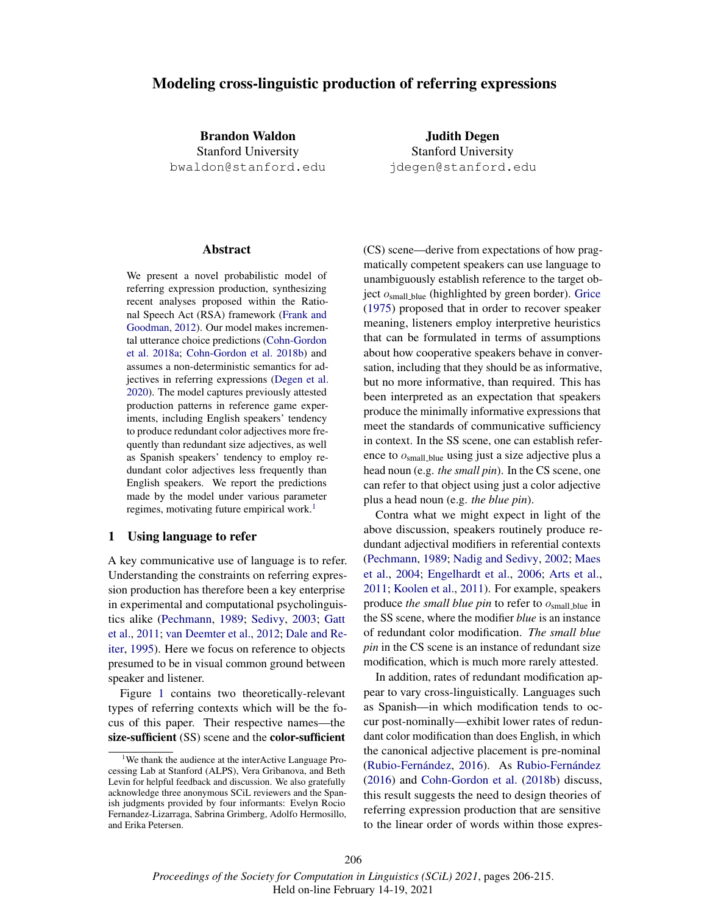# Modeling cross-linguistic production of referring expressions

**Brandon Waldon**
Stanford University
bwaldon@stanford.edu

**Judith Degen**
Stanford University
jdegen@stanford.edu

## Abstract

We present a novel probabilistic model of referring expression production, synthesizing recent analyses proposed within the Rational Speech Act (RSA) framework (Frank and Goodman, 2012). Our model makes incremental utterance choice predictions (Cohn-Gordon et al. 2018a; Cohn-Gordon et al. 2018b) and assumes a non-deterministic semantics for adjectives in referring expressions (Degen et al. 2020). The model captures previously attested production patterns in reference game experiments, including English speakers' tendency to produce redundant color adjectives more frequently than redundant size adjectives, as well as Spanish speakers' tendency to employ redundant color adjectives less frequently than English speakers. We report the predictions made by the model under various parameter regimes, motivating future empirical work.[1]

## 1 Using language to refer

A key communicative use of language is to refer. Understanding the constraints on referring expression production has therefore been a key enterprise in experimental and computational psycholinguistics alike (Pechmann, 1989; Sedivy, 2003; Gatt et al., 2011; van Deemter et al., 2012; Dale and Reiter, 1995). Here we focus on reference to objects presumed to be in visual common ground between speaker and listener.

Figure 1 contains two theoretically-relevant types of referring contexts which will be the focus of this paper. Their respective names—the **size-sufficient** (SS) scene and the **color-sufficient** (CS) scene—derive from expectations of how pragmatically competent speakers can use language to unambiguously establish reference to the target object $o_{\text{small\_blue}}$ (highlighted by green border). Grice (1975) proposed that in order to recover speaker meaning, listeners employ interpretive heuristics that can be formulated in terms of assumptions about how cooperative speakers behave in conversation, including that they should be as informative, but no more informative, than required. This has been interpreted as an expectation that speakers produce the minimally informative expressions that meet the standards of communicative sufficiency in context. In the SS scene, one can establish reference to $o_{\text{small\_blue}}$ using just a size adjective plus a head noun (e.g. *the small pin*). In the CS scene, one can refer to that object using just a color adjective plus a head noun (e.g. *the blue pin*).

Contra what we might expect in light of the above discussion, speakers routinely produce redundant adjectival modifiers in referential contexts (Pechmann, 1989; Nadig and Sedivy, 2002; Maes et al., 2004; Engelhardt et al., 2006; Arts et al., 2011; Koolen et al., 2011). For example, speakers produce *the small blue pin* to refer to $o_{\text{small\_blue}}$ in the SS scene, where the modifier *blue* is an instance of redundant color modification. *The small blue pin* in the CS scene is an instance of redundant size modification, which is much more rarely attested.

In addition, rates of redundant modification appear to vary cross-linguistically. Languages such as Spanish—in which modification tends to occur post-nominally—exhibit lower rates of redundant color modification than does English, in which the canonical adjective placement is pre-nominal (Rubio-Fernández, 2016). As Rubio-Fernández (2016) and Cohn-Gordon et al. (2018b) discuss, this result suggests the need to design theories of referring expression production that are sensitive to the linear order of words within those expres-

[1] We thank the audience at the interActive Language Processing Lab at Stanford (ALPS), Vera Gribanova, and Beth Levin for helpful feedback and discussion. We also gratefully acknowledge three anonymous SCiL reviewers and the Spanish judgments provided by four informants: Evelyn Rocio Fernandez-Lizarraga, Sabrina Grimberg, Adolfo Hermosillo, and Erika Petersen.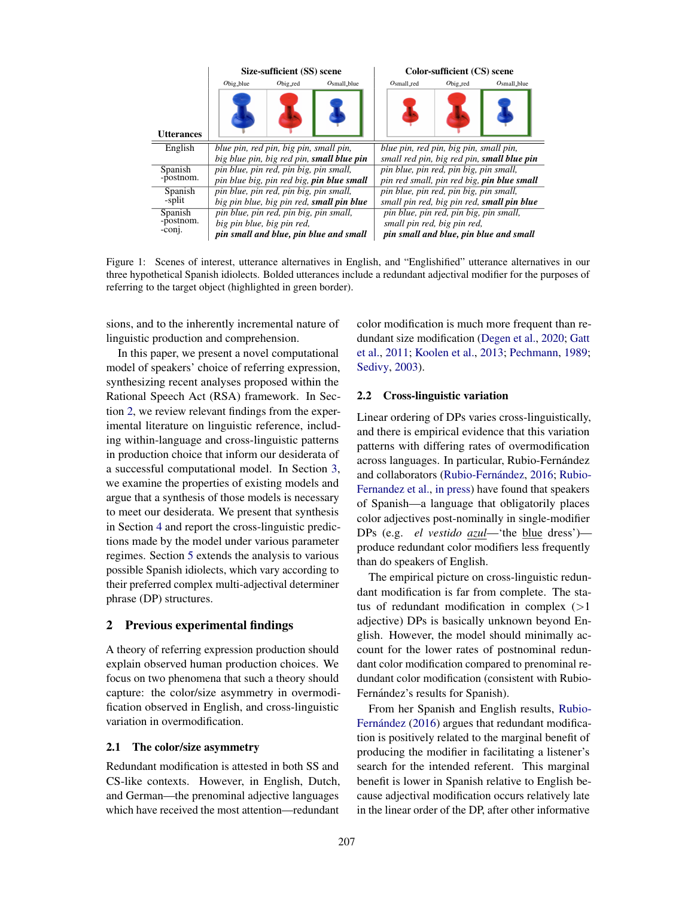| Utterances | Size-sufficient (SS) scene ($o_{big\_blue}$, $o_{big\_red}$, $o_{small\_blue}$) | Color-sufficient (CS) scene ($o_{small\_red}$, $o_{big\_red}$, $o_{small\_blue}$) |
|---|---|---|
| English | *blue pin, red pin, big pin, small pin, big blue pin, big red pin,* ***small blue pin*** | *blue pin, red pin, big pin, small pin, small red pin, big red pin,* ***small blue pin*** |
| Spanish -postnom. | *pin blue, pin red, pin big, pin small, pin blue big, pin red big,* ***pin blue small*** | *pin blue, pin red, pin big, pin small, pin red small, pin red big,* ***pin blue small*** |
| Spanish -split | *pin blue, pin red, pin big, pin small, big pin blue, big pin red,* ***small pin blue*** | *pin blue, pin red, pin big, pin small, small pin red, big pin red,* ***small pin blue*** |
| Spanish -postnom. -conj. | *pin blue, pin red, pin big, pin small, big pin blue, big pin red,* ***pin small and blue, pin blue and small*** | *pin blue, pin red, pin big, pin small, small pin red, big pin red,* ***pin small and blue, pin blue and small*** |

Figure 1: Scenes of interest, utterance alternatives in English, and "Englishified" utterance alternatives in our three hypothetical Spanish idiolects. Bolded utterances include a redundant adjectival modifier for the purposes of referring to the target object (highlighted in green border).

sions, and to the inherently incremental nature of linguistic production and comprehension.

In this paper, we present a novel computational model of speakers' choice of referring expression, synthesizing recent analyses proposed within the Rational Speech Act (RSA) framework. In Section 2, we review relevant findings from the experimental literature on linguistic reference, including within-language and cross-linguistic patterns in production choice that inform our desiderata of a successful computational model. In Section 3, we examine the properties of existing models and argue that a synthesis of those models is necessary to meet our desiderata. We present that synthesis in Section 4 and report the cross-linguistic predictions made by the model under various parameter regimes. Section 5 extends the analysis to various possible Spanish idiolects, which vary according to their preferred complex multi-adjectival determiner phrase (DP) structures.

## 2 Previous experimental findings

A theory of referring expression production should explain observed human production choices. We focus on two phenomena that such a theory should capture: the color/size asymmetry in overmodification observed in English, and cross-linguistic variation in overmodification.

### 2.1 The color/size asymmetry

Redundant modification is attested in both SS and CS-like contexts. However, in English, Dutch, and German—the prenominal adjective languages which have received the most attention—redundant color modification is much more frequent than redundant size modification (Degen et al., 2020; Gatt et al., 2011; Koolen et al., 2013; Pechmann, 1989; Sedivy, 2003).

### 2.2 Cross-linguistic variation

Linear ordering of DPs varies cross-linguistically, and there is empirical evidence that this variation patterns with differing rates of overmodification across languages. In particular, Rubio-Fernández and collaborators (Rubio-Fernández, 2016; Rubio-Fernandez et al., in press) have found that speakers of Spanish—a language that obligatorily places color adjectives post-nominally in single-modifier DPs (e.g. *el vestido azul*—'the blue dress')—produce redundant color modifiers less frequently than do speakers of English.

The empirical picture on cross-linguistic redundant modification is far from complete. The status of redundant modification in complex (>1 adjective) DPs is basically unknown beyond English. However, the model should minimally account for the lower rates of postnominal redundant color modification compared to prenominal redundant color modification (consistent with Rubio-Fernández's results for Spanish).

From her Spanish and English results, Rubio-Fernández (2016) argues that redundant modification is positively related to the marginal benefit of producing the modifier in facilitating a listener's search for the intended referent. This marginal benefit is lower in Spanish relative to English because adjectival modification occurs relatively late in the linear order of the DP, after other informative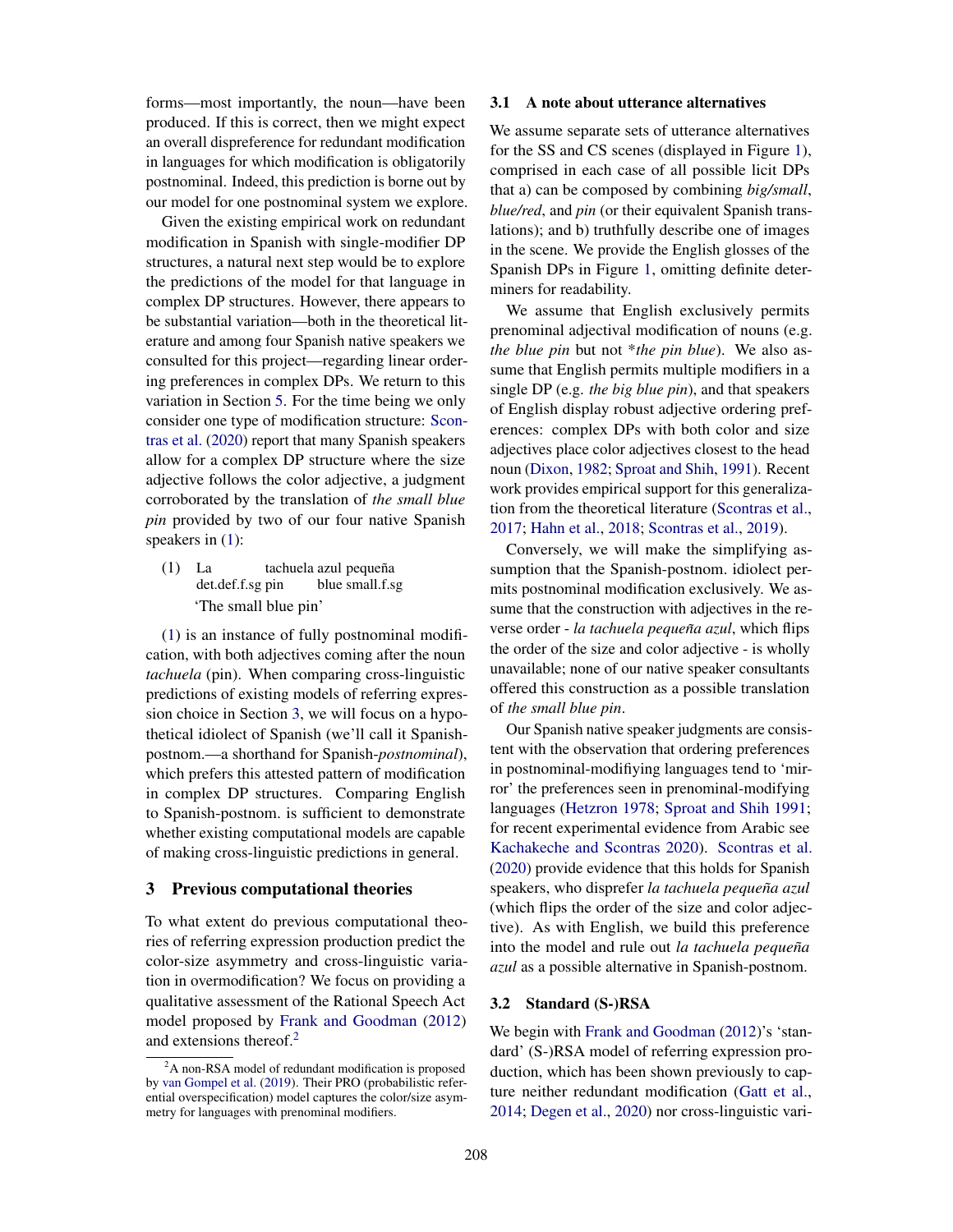forms—most importantly, the noun—have been produced. If this is correct, then we might expect an overall dispreference for redundant modification in languages for which modification is obligatorily postnominal. Indeed, this prediction is borne out by our model for one postnominal system we explore.

Given the existing empirical work on redundant modification in Spanish with single-modifier DP structures, a natural next step would be to explore the predictions of the model for that language in complex DP structures. However, there appears to be substantial variation—both in the theoretical literature and among four Spanish native speakers we consulted for this project—regarding linear ordering preferences in complex DPs. We return to this variation in Section 5. For the time being we only consider one type of modification structure: Scontras et al. (2020) report that many Spanish speakers allow for a complex DP structure where the size adjective follows the color adjective, a judgment corroborated by the translation of *the small blue pin* provided by two of our four native Spanish speakers in (1):

(1) La tachuela azul pequeña
    det.def.f.sg pin blue small.f.sg
    'The small blue pin'

(1) is an instance of fully postnominal modification, with both adjectives coming after the noun *tachuela* (pin). When comparing cross-linguistic predictions of existing models of referring expression choice in Section 3, we will focus on a hypothetical idiolect of Spanish (we'll call it Spanish-postnom.—a shorthand for Spanish-*postnominal*), which prefers this attested pattern of modification in complex DP structures. Comparing English to Spanish-postnom. is sufficient to demonstrate whether existing computational models are capable of making cross-linguistic predictions in general.

## 3 Previous computational theories

To what extent do previous computational theories of referring expression production predict the color-size asymmetry and cross-linguistic variation in overmodification? We focus on providing a qualitative assessment of the Rational Speech Act model proposed by Frank and Goodman (2012) and extensions thereof.[2]

[2] A non-RSA model of redundant modification is proposed by van Gompel et al. (2019). Their PRO (probabilistic referential overspecification) model captures the color/size asymmetry for languages with prenominal modifiers.

### 3.1 A note about utterance alternatives

We assume separate sets of utterance alternatives for the SS and CS scenes (displayed in Figure 1), comprised in each case of all possible licit DPs that a) can be composed by combining *big/small*, *blue/red*, and *pin* (or their equivalent Spanish translations); and b) truthfully describe one of images in the scene. We provide the English glosses of the Spanish DPs in Figure 1, omitting definite determiners for readability.

We assume that English exclusively permits prenominal adjectival modification of nouns (e.g. *the blue pin* but not **the pin blue*). We also assume that English permits multiple modifiers in a single DP (e.g. *the big blue pin*), and that speakers of English display robust adjective ordering preferences: complex DPs with both color and size adjectives place color adjectives closest to the head noun (Dixon, 1982; Sproat and Shih, 1991). Recent work provides empirical support for this generalization from the theoretical literature (Scontras et al., 2017; Hahn et al., 2018; Scontras et al., 2019).

Conversely, we will make the simplifying assumption that the Spanish-postnom. idiolect permits postnominal modification exclusively. We assume that the construction with adjectives in the reverse order - *la tachuela pequeña azul*, which flips the order of the size and color adjective - is wholly unavailable; none of our native speaker consultants offered this construction as a possible translation of *the small blue pin*.

Our Spanish native speaker judgments are consistent with the observation that ordering preferences in postnominal-modifiying languages tend to 'mirror' the preferences seen in prenominal-modifying languages (Hetzron 1978; Sproat and Shih 1991; for recent experimental evidence from Arabic see Kachakeche and Scontras 2020). Scontras et al. (2020) provide evidence that this holds for Spanish speakers, who disprefer *la tachuela pequeña azul* (which flips the order of the size and color adjective). As with English, we build this preference into the model and rule out *la tachuela pequeña azul* as a possible alternative in Spanish-postnom.

### 3.2 Standard (S-)RSA

We begin with Frank and Goodman (2012)'s 'standard' (S-)RSA model of referring expression production, which has been shown previously to capture neither redundant modification (Gatt et al., 2014; Degen et al., 2020) nor cross-linguistic vari-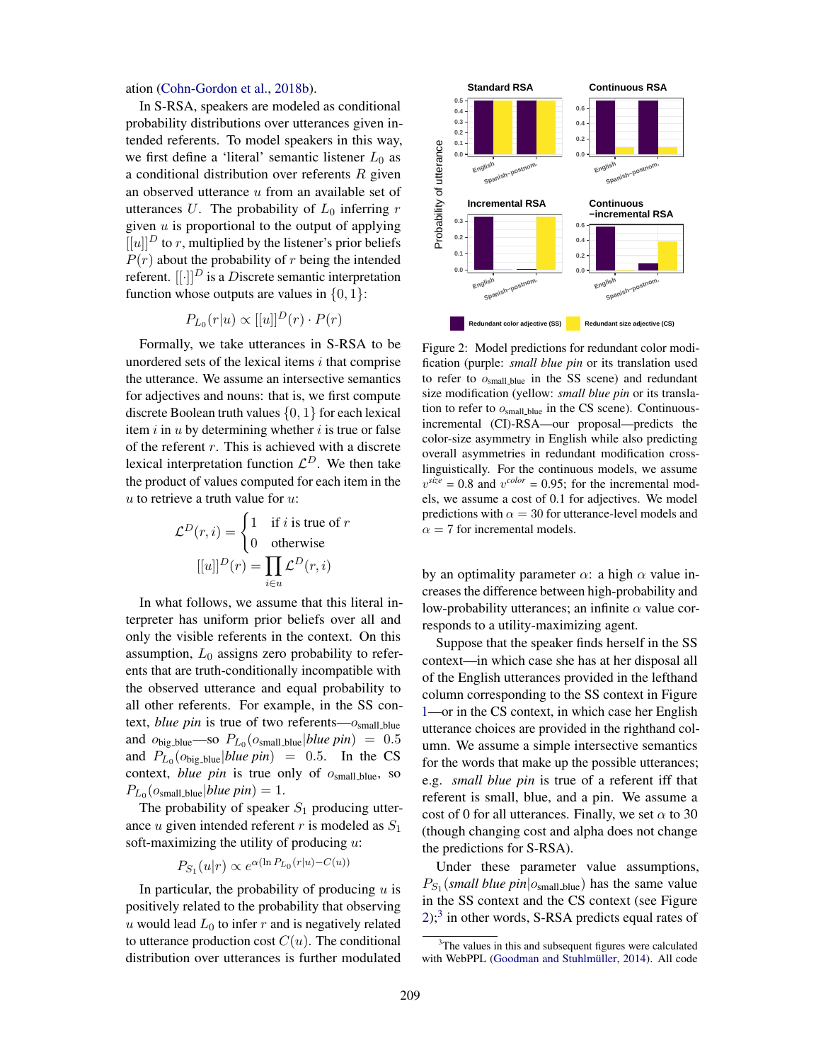ation (Cohn-Gordon et al., 2018b).

In S-RSA, speakers are modeled as conditional probability distributions over utterances given intended referents. To model speakers in this way, we first define a 'literal' semantic listener $L_0$ as a conditional distribution over referents $R$ given an observed utterance $u$ from an available set of utterances $U$. The probability of $L_0$ inferring $r$ given $u$ is proportional to the output of applying $[[u]]^D$ to $r$, multiplied by the listener's prior beliefs $P(r)$ about the probability of $r$ being the intended referent. $[[\cdot]]^D$ is a $D$iscrete semantic interpretation function whose outputs are values in $\{0, 1\}$:

$$P_{L_0}(r|u) \propto [[u]]^D(r) \cdot P(r)$$

Formally, we take utterances in S-RSA to be unordered sets of the lexical items $i$ that comprise the utterance. We assume an intersective semantics for adjectives and nouns: that is, we first compute discrete Boolean truth values $\{0, 1\}$ for each lexical item $i$ in $u$ by determining whether $i$ is true or false of the referent $r$. This is achieved with a discrete lexical interpretation function $\mathcal{L}^D$. We then take the product of values computed for each item in the $u$ to retrieve a truth value for $u$:

$$\mathcal{L}^D(r, i) = \begin{cases} 1 & \text{if } i \text{ is true of } r \\ 0 & \text{otherwise} \end{cases}$$

$$[[u]]^D(r) = \prod_{i \in u} \mathcal{L}^D(r, i)$$

In what follows, we assume that this literal interpreter has uniform prior beliefs over all and only the visible referents in the context. On this assumption, $L_0$ assigns zero probability to referents that are truth-conditionally incompatible with the observed utterance and equal probability to all other referents. For example, in the SS context, *blue pin* is true of two referents—$o_{\text{small\_blue}}$ and $o_{\text{big\_blue}}$—so $P_{L_0}(o_{\text{small\_blue}}|\textit{blue pin}) = 0.5$ and $P_{L_0}(o_{\text{big\_blue}}|\textit{blue pin}) = 0.5$. In the CS context, *blue pin* is true only of $o_{\text{small\_blue}}$, so $P_{L_0}(o_{\text{small\_blue}}|\textit{blue pin}) = 1$.

The probability of speaker $S_1$ producing utterance $u$ given intended referent $r$ is modeled as $S_1$ soft-maximizing the utility of producing $u$:

$$P_{S_1}(u|r) \propto e^{\alpha(\ln P_{L_0}(r|u) - C(u))}$$

In particular, the probability of producing $u$ is positively related to the probability that observing $u$ would lead $L_0$ to infer $r$ and is negatively related to utterance production cost $C(u)$. The conditional distribution over utterances is further modulated by an optimality parameter $\alpha$: a high $\alpha$ value increases the difference between high-probability and low-probability utterances; an infinite $\alpha$ value corresponds to a utility-maximizing agent.

Figure 2: Model predictions for redundant color modification (purple: *small blue pin* or its translation used to refer to $o_{\text{small\_blue}}$ in the SS scene) and redundant size modification (yellow: *small blue pin* or its translation to refer to $o_{\text{small\_blue}}$ in the CS scene). Continuous-incremental (CI)-RSA—our proposal—predicts the color-size asymmetry in English while also predicting overall asymmetries in redundant modification cross-linguistically. For the continuous models, we assume $v^{size}$ = 0.8 and $v^{color}$ = 0.95; for the incremental models, we assume a cost of 0.1 for adjectives. We model predictions with $\alpha = 30$ for utterance-level models and $\alpha = 7$ for incremental models.

Suppose that the speaker finds herself in the SS context—in which case she has at her disposal all of the English utterances provided in the lefthand column corresponding to the SS context in Figure 1—or in the CS context, in which case her English utterance choices are provided in the righthand column. We assume a simple intersective semantics for the words that make up the possible utterances; e.g. *small blue pin* is true of a referent iff that referent is small, blue, and a pin. We assume a cost of 0 for all utterances. Finally, we set $\alpha$ to 30 (though changing cost and alpha does not change the predictions for S-RSA).

Under these parameter value assumptions, $P_{S_1}(\textit{small blue pin}|o_{\text{small\_blue}})$ has the same value in the SS context and the CS context (see Figure 2);[3] in other words, S-RSA predicts equal rates of

[3]The values in this and subsequent figures were calculated with WebPPL (Goodman and Stuhlmüller, 2014). All code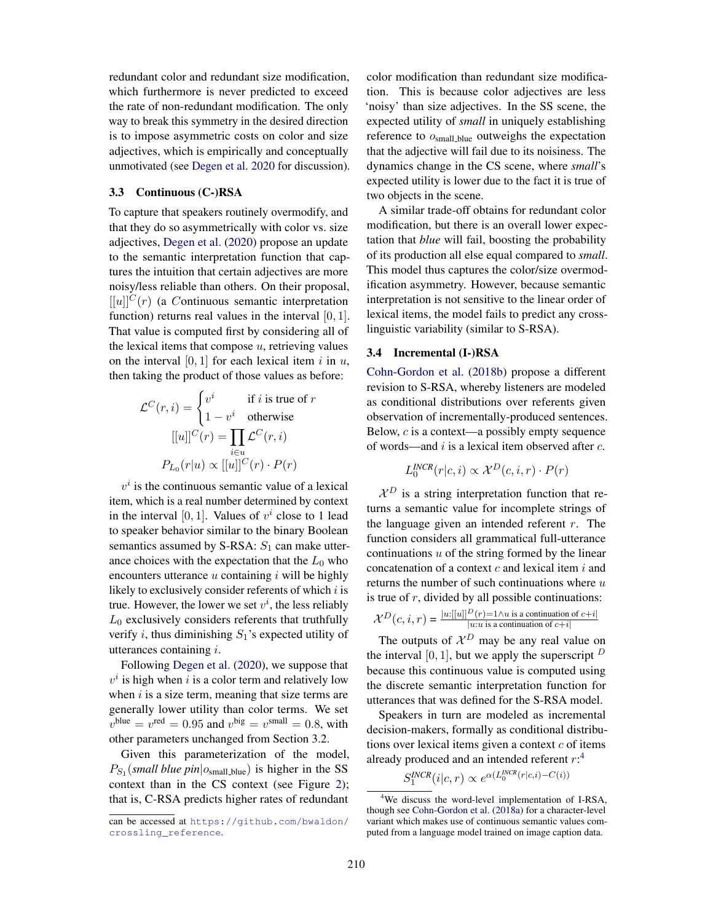redundant color and redundant size modification, which furthermore is never predicted to exceed the rate of non-redundant modification. The only way to break this symmetry in the desired direction is to impose asymmetric costs on color and size adjectives, which is empirically and conceptually unmotivated (see Degen et al. 2020 for discussion).

### 3.3 Continuous (C-)RSA

To capture that speakers routinely overmodify, and that they do so asymmetrically with color vs. size adjectives, Degen et al. (2020) propose an update to the semantic interpretation function that captures the intuition that certain adjectives are more noisy/less reliable than others. On their proposal, $[[u]]^C(r)$ (a $C$ontinuous semantic interpretation function) returns real values in the interval $[0, 1]$. That value is computed first by considering all of the lexical items that compose $u$, retrieving values on the interval $[0, 1]$ for each lexical item $i$ in $u$, then taking the product of those values as before:

$$\mathcal{L}^C(r,i) = \begin{cases} v^i & \text{if } i \text{ is true of } r \\ 1 - v^i & \text{otherwise} \end{cases}$$

$$[[u]]^C(r) = \prod_{i \in u} \mathcal{L}^C(r,i)$$

$$P_{L_0}(r|u) \propto [[u]]^C(r) \cdot P(r)$$

$v^i$ is the continuous semantic value of a lexical item, which is a real number determined by context in the interval $[0, 1]$. Values of $v^i$ close to 1 lead to speaker behavior similar to the binary Boolean semantics assumed by S-RSA: $S_1$ can make utterance choices with the expectation that the $L_0$ who encounters utterance $u$ containing $i$ will be highly likely to exclusively consider referents of which $i$ is true. However, the lower we set $v^i$, the less reliably $L_0$ exclusively considers referents that truthfully verify $i$, thus diminishing $S_1$'s expected utility of utterances containing $i$.

Following Degen et al. (2020), we suppose that $v^i$ is high when $i$ is a color term and relatively low when $i$ is a size term, meaning that size terms are generally lower utility than color terms. We set $v^{\text{blue}} = v^{\text{red}} = 0.95$ and $v^{\text{big}} = v^{\text{small}} = 0.8$, with other parameters unchanged from Section 3.2.

Given this parameterization of the model, $P_{S_1}(\textit{small blue pin}|o_{\text{small\_blue}})$ is higher in the SS context than in the CS context (see Figure 2); that is, C-RSA predicts higher rates of redundant color modification than redundant size modification. This is because color adjectives are less 'noisy' than size adjectives. In the SS scene, the expected utility of *small* in uniquely establishing reference to $o_{\text{small\_blue}}$ outweighs the expectation that the adjective will fail due to its noisiness. The dynamics change in the CS scene, where *small*'s expected utility is lower due to the fact it is true of two objects in the scene.

A similar trade-off obtains for redundant color modification, but there is an overall lower expectation that *blue* will fail, boosting the probability of its production all else equal compared to *small*. This model thus captures the color/size overmodification asymmetry. However, because semantic interpretation is not sensitive to the linear order of lexical items, the model fails to predict any cross-linguistic variability (similar to S-RSA).

### 3.4 Incremental (I-)RSA

Cohn-Gordon et al. (2018b) propose a different revision to S-RSA, whereby listeners are modeled as conditional distributions over referents given observation of incrementally-produced sentences. Below, $c$ is a context—a possibly empty sequence of words—and $i$ is a lexical item observed after $c$.

$$L_0^{INCR}(r|c,i) \propto \mathcal{X}^D(c,i,r) \cdot P(r)$$

$\mathcal{X}^D$ is a string interpretation function that returns a semantic value for incomplete strings of the language given an intended referent $r$. The function considers all grammatical full-utterance continuations $u$ of the string formed by the linear concatenation of a context $c$ and lexical item $i$ and returns the number of such continuations where $u$ is true of $r$, divided by all possible continuations:

$$\mathcal{X}^D(c,i,r) = \frac{|u{:}[[u]]^D(r)=1 \wedge u \text{ is a continuation of } c{+}i|}{|u{:}u \text{ is a continuation of } c{+}i|}$$

The outputs of $\mathcal{X}^D$ may be any real value on the interval $[0, 1]$, but we apply the superscript $^D$ because this continuous value is computed using the discrete semantic interpretation function for utterances that was defined for the S-RSA model.

Speakers in turn are modeled as incremental decision-makers, formally as conditional distributions over lexical items given a context $c$ of items already produced and an intended referent $r$:[4]

$$S_1^{INCR}(i|c,r) \propto e^{\alpha(L_0^{INCR}(r|c,i) - C(i))}$$

can be accessed at https://github.com/bwaldon/crossling_reference.

[4]We discuss the word-level implementation of I-RSA, though see Cohn-Gordon et al. (2018a) for a character-level variant which makes use of continuous semantic values computed from a language model trained on image caption data.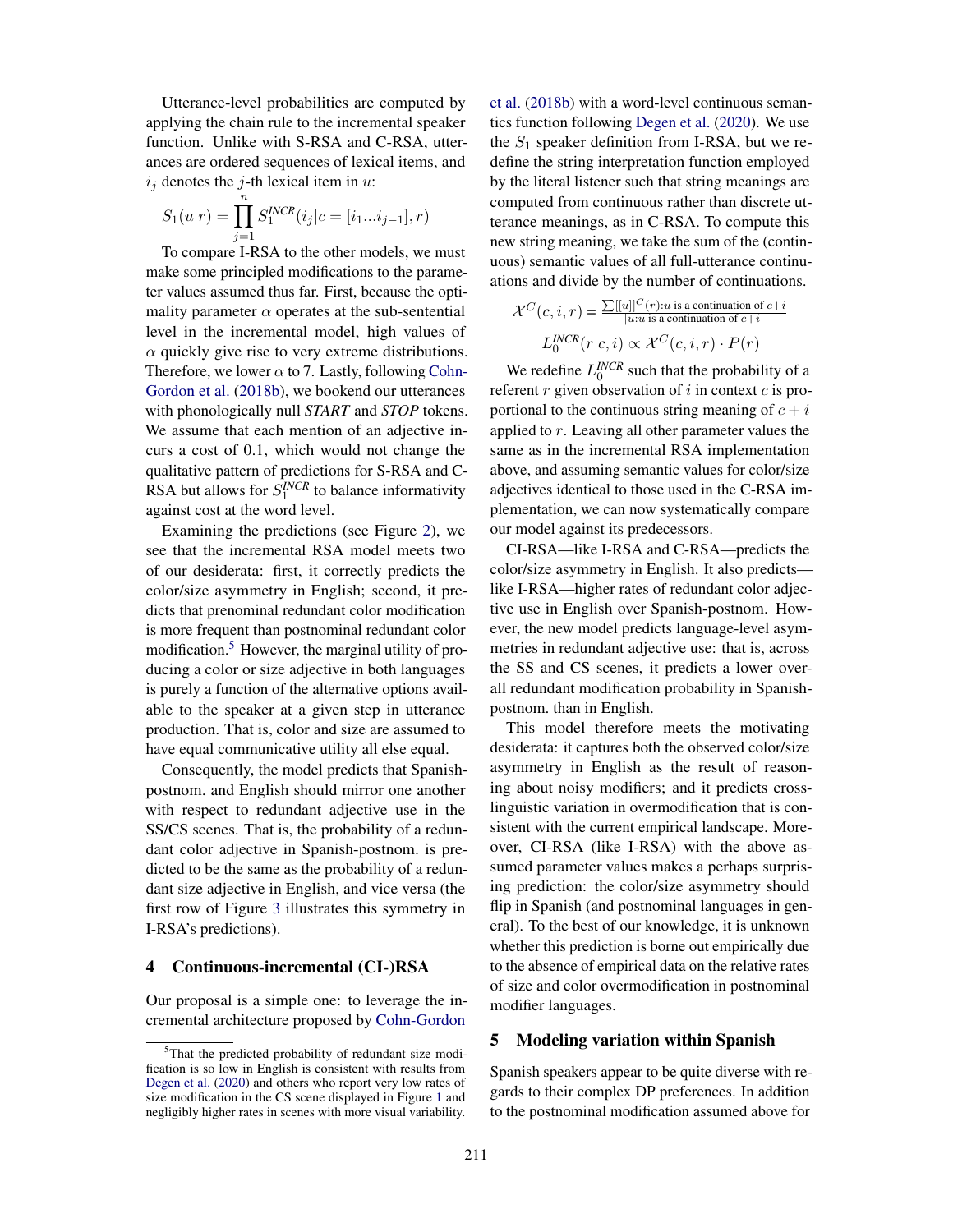Utterance-level probabilities are computed by applying the chain rule to the incremental speaker function. Unlike with S-RSA and C-RSA, utterances are ordered sequences of lexical items, and $i_j$ denotes the $j$-th lexical item in $u$:

$$S_1(u|r) = \prod_{j=1}^{n} S_1^{INCR}(i_j|c = [i_1...i_{j-1}], r)$$

To compare I-RSA to the other models, we must make some principled modifications to the parameter values assumed thus far. First, because the optimality parameter $\alpha$ operates at the sub-sentential level in the incremental model, high values of $\alpha$ quickly give rise to very extreme distributions. Therefore, we lower $\alpha$ to 7. Lastly, following Cohn-Gordon et al. (2018b), we bookend our utterances with phonologically null *START* and *STOP* tokens. We assume that each mention of an adjective incurs a cost of 0.1, which would not change the qualitative pattern of predictions for S-RSA and C-RSA but allows for $S_1^{INCR}$ to balance informativity against cost at the word level.

Examining the predictions (see Figure 2), we see that the incremental RSA model meets two of our desiderata: first, it correctly predicts the color/size asymmetry in English; second, it predicts that prenominal redundant color modification is more frequent than postnominal redundant color modification.[5] However, the marginal utility of producing a color or size adjective in both languages is purely a function of the alternative options available to the speaker at a given step in utterance production. That is, color and size are assumed to have equal communicative utility all else equal.

Consequently, the model predicts that Spanish-postnom. and English should mirror one another with respect to redundant adjective use in the SS/CS scenes. That is, the probability of a redundant color adjective in Spanish-postnom. is predicted to be the same as the probability of a redundant size adjective in English, and vice versa (the first row of Figure 3 illustrates this symmetry in I-RSA's predictions).

## 4 Continuous-incremental (CI-)RSA

Our proposal is a simple one: to leverage the incremental architecture proposed by Cohn-Gordon et al. (2018b) with a word-level continuous semantics function following Degen et al. (2020). We use the $S_1$ speaker definition from I-RSA, but we redefine the string interpretation function employed by the literal listener such that string meanings are computed from continuous rather than discrete utterance meanings, as in C-RSA. To compute this new string meaning, we take the sum of the (continuous) semantic values of all full-utterance continuations and divide by the number of continuations.

$$\mathcal{X}^C(c, i, r) = \frac{\sum [[u]]^C(r) : u \text{ is a continuation of } c+i}{|u : u \text{ is a continuation of } c+i|}$$

$$L_0^{INCR}(r|c, i) \propto \mathcal{X}^C(c, i, r) \cdot P(r)$$

We redefine $L_0^{INCR}$ such that the probability of a referent $r$ given observation of $i$ in context $c$ is proportional to the continuous string meaning of $c + i$ applied to $r$. Leaving all other parameter values the same as in the incremental RSA implementation above, and assuming semantic values for color/size adjectives identical to those used in the C-RSA implementation, we can now systematically compare our model against its predecessors.

CI-RSA—like I-RSA and C-RSA—predicts the color/size asymmetry in English. It also predicts—like I-RSA—higher rates of redundant color adjective use in English over Spanish-postnom. However, the new model predicts language-level asymmetries in redundant adjective use: that is, across the SS and CS scenes, it predicts a lower overall redundant modification probability in Spanish-postnom. than in English.

This model therefore meets the motivating desiderata: it captures both the observed color/size asymmetry in English as the result of reasoning about noisy modifiers; and it predicts cross-linguistic variation in overmodification that is consistent with the current empirical landscape. Moreover, CI-RSA (like I-RSA) with the above assumed parameter values makes a perhaps surprising prediction: the color/size asymmetry should flip in Spanish (and postnominal languages in general). To the best of our knowledge, it is unknown whether this prediction is borne out empirically due to the absence of empirical data on the relative rates of size and color overmodification in postnominal modifier languages.

## 5 Modeling variation within Spanish

Spanish speakers appear to be quite diverse with regards to their complex DP preferences. In addition to the postnominal modification assumed above for

[5] That the predicted probability of redundant size modification is so low in English is consistent with results from Degen et al. (2020) and others who report very low rates of size modification in the CS scene displayed in Figure 1 and negligibly higher rates in scenes with more visual variability.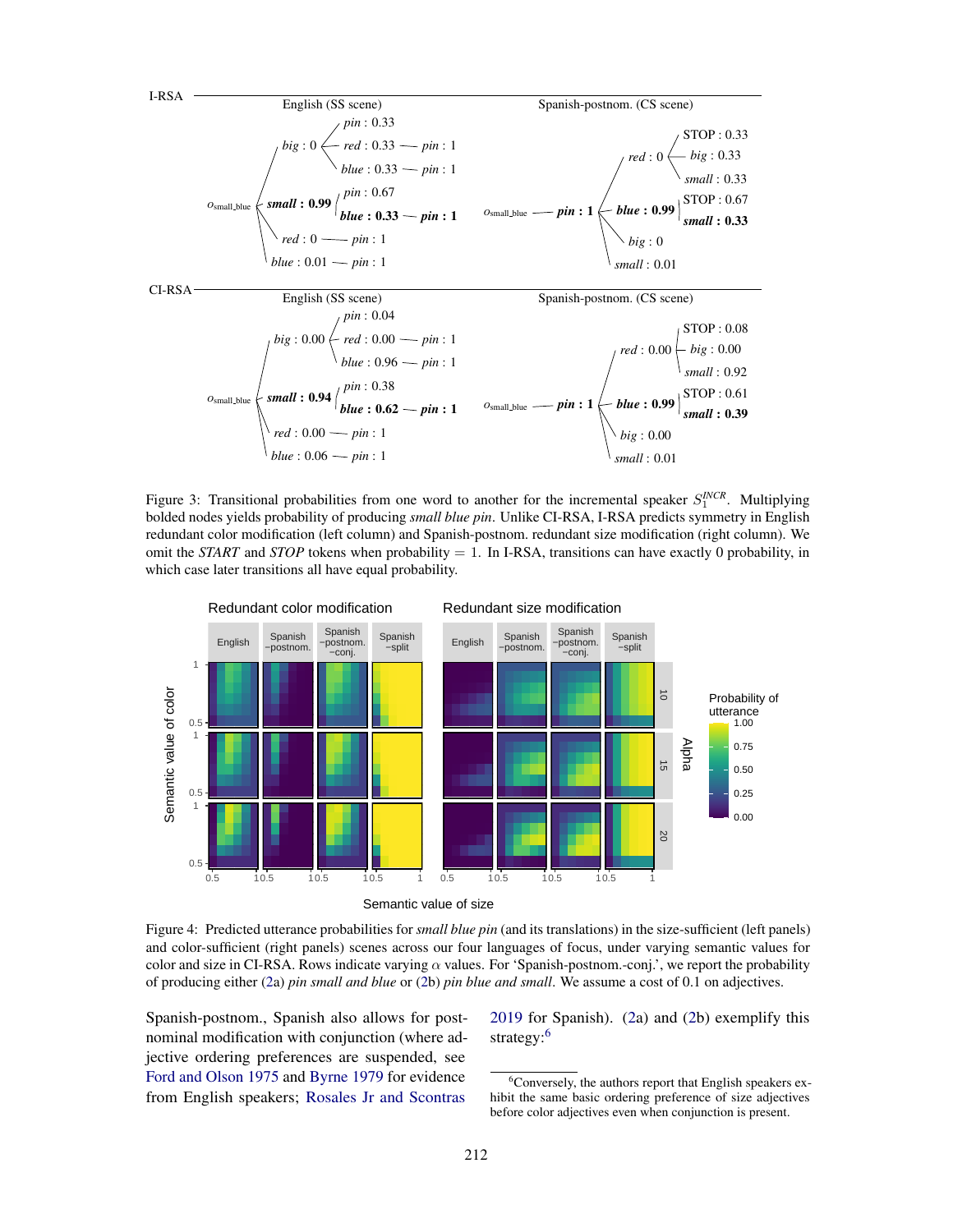I-RSA

English (SS scene)

- $o_{\text{small\_blue}}$
  - *big* : 0
    - *pin* : 0.33
    - *red* : 0.33 — *pin* : 1
    - *blue* : 0.33 — *pin* : 1
  - ***small* : 0.99**
    - *pin* : 0.67
    - ***blue* : 0.33** — ***pin* : 1**
  - *red* : 0 — *pin* : 1
  - *blue* : 0.01 — *pin* : 1

Spanish-postnom. (CS scene)

- $o_{\text{small\_blue}}$ — ***pin* : 1**
  - *red* : 0
    - STOP : 0.33
    - *big* : 0.33
    - *small* : 0.33
  - ***blue* : 0.99**
    - STOP : 0.67
    - ***small* : 0.33**
  - *big* : 0
  - *small* : 0.01

CI-RSA

English (SS scene)

- $o_{\text{small\_blue}}$
  - *big* : 0.00
    - *pin* : 0.04
    - *red* : 0.00 — *pin* : 1
    - *blue* : 0.96 — *pin* : 1
  - ***small* : 0.94**
    - *pin* : 0.38
    - ***blue* : 0.62** — ***pin* : 1**
  - *red* : 0.00 — *pin* : 1
  - *blue* : 0.06 — *pin* : 1

Spanish-postnom. (CS scene)

- $o_{\text{small\_blue}}$ — ***pin* : 1**
  - *red* : 0.00
    - STOP : 0.08
    - *big* : 0.00
    - *small* : 0.92
  - ***blue* : 0.99**
    - STOP : 0.61
    - ***small* : 0.39**
  - *big* : 0.00
  - *small* : 0.01

Figure 3: Transitional probabilities from one word to another for the incremental speaker $S_1^{INCR}$. Multiplying bolded nodes yields probability of producing *small blue pin*. Unlike CI-RSA, I-RSA predicts symmetry in English redundant color modification (left column) and Spanish-postnom. redundant size modification (right column). We omit the *START* and *STOP* tokens when probability = 1. In I-RSA, transitions can have exactly 0 probability, in which case later transitions all have equal probability.

Figure 4: Predicted utterance probabilities for *small blue pin* (and its translations) in the size-sufficient (left panels) and color-sufficient (right panels) scenes across our four languages of focus, under varying semantic values for color and size in CI-RSA. Rows indicate varying $\alpha$ values. For 'Spanish-postnom.-conj.', we report the probability of producing either (2a) *pin small and blue* or (2b) *pin blue and small*. We assume a cost of 0.1 on adjectives.

Spanish-postnom., Spanish also allows for post-nominal modification with conjunction (where adjective ordering preferences are suspended, see Ford and Olson 1975 and Byrne 1979 for evidence from English speakers; Rosales Jr and Scontras 2019 for Spanish). (2a) and (2b) exemplify this strategy:[6]

[6] Conversely, the authors report that English speakers exhibit the same basic ordering preference of size adjectives before color adjectives even when conjunction is present.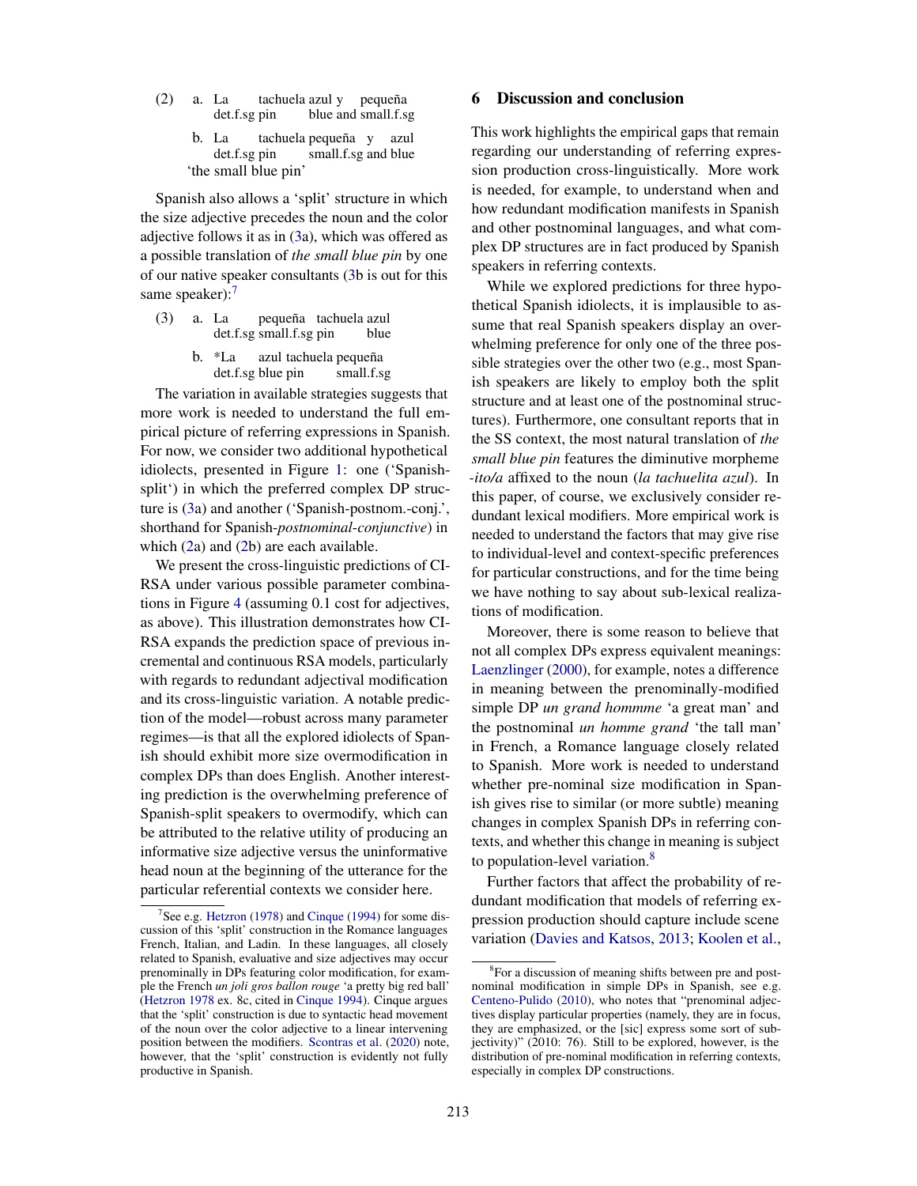(2) a. La tachuela azul y pequeña
det.f.sg pin blue and small.f.sg

b. La tachuela pequeña y azul
det.f.sg pin small.f.sg and blue
'the small blue pin'

Spanish also allows a 'split' structure in which the size adjective precedes the noun and the color adjective follows it as in (3a), which was offered as a possible translation of *the small blue pin* by one of our native speaker consultants (3b is out for this same speaker):[7]

(3) a. La pequeña tachuela azul
det.f.sg small.f.sg pin blue

b. *La azul tachuela pequeña
det.f.sg blue pin small.f.sg

The variation in available strategies suggests that more work is needed to understand the full empirical picture of referring expressions in Spanish. For now, we consider two additional hypothetical idiolects, presented in Figure 1: one ('Spanish-split') in which the preferred complex DP structure is (3a) and another ('Spanish-postnom.-conj.', shorthand for Spanish-*postnominal-conjunctive*) in which (2a) and (2b) are each available.

We present the cross-linguistic predictions of CI-RSA under various possible parameter combinations in Figure 4 (assuming 0.1 cost for adjectives, as above). This illustration demonstrates how CI-RSA expands the prediction space of previous incremental and continuous RSA models, particularly with regards to redundant adjectival modification and its cross-linguistic variation. A notable prediction of the model—robust across many parameter regimes—is that all the explored idiolects of Spanish should exhibit more size overmodification in complex DPs than does English. Another interesting prediction is the overwhelming preference of Spanish-split speakers to overmodify, which can be attributed to the relative utility of producing an informative size adjective versus the uninformative head noun at the beginning of the utterance for the particular referential contexts we consider here.

[7] See e.g. Hetzron (1978) and Cinque (1994) for some discussion of this 'split' construction in the Romance languages French, Italian, and Ladin. In these languages, all closely related to Spanish, evaluative and size adjectives may occur prenominally in DPs featuring color modification, for example the French *un joli gros ballon rouge* 'a pretty big red ball' (Hetzron 1978 ex. 8c, cited in Cinque 1994). Cinque argues that the 'split' construction is due to syntactic head movement of the noun over the color adjective to a linear intervening position between the modifiers. Scontras et al. (2020) note, however, that the 'split' construction is evidently not fully productive in Spanish.

## 6 Discussion and conclusion

This work highlights the empirical gaps that remain regarding our understanding of referring expression production cross-linguistically. More work is needed, for example, to understand when and how redundant modification manifests in Spanish and other postnominal languages, and what complex DP structures are in fact produced by Spanish speakers in referring contexts.

While we explored predictions for three hypothetical Spanish idiolects, it is implausible to assume that real Spanish speakers display an overwhelming preference for only one of the three possible strategies over the other two (e.g., most Spanish speakers are likely to employ both the split structure and at least one of the postnominal structures). Furthermore, one consultant reports that in the SS context, the most natural translation of *the small blue pin* features the diminutive morpheme *-ito/a* affixed to the noun (*la tachuelita azul*). In this paper, of course, we exclusively consider redundant lexical modifiers. More empirical work is needed to understand the factors that may give rise to individual-level and context-specific preferences for particular constructions, and for the time being we have nothing to say about sub-lexical realizations of modification.

Moreover, there is some reason to believe that not all complex DPs express equivalent meanings: Laenzlinger (2000), for example, notes a difference in meaning between the prenominally-modified simple DP *un grand hommme* 'a great man' and the postnominal *un homme grand* 'the tall man' in French, a Romance language closely related to Spanish. More work is needed to understand whether pre-nominal size modification in Spanish gives rise to similar (or more subtle) meaning changes in complex Spanish DPs in referring contexts, and whether this change in meaning is subject to population-level variation.[8]

Further factors that affect the probability of redundant modification that models of referring expression production should capture include scene variation (Davies and Katsos, 2013; Koolen et al.,

[8] For a discussion of meaning shifts between pre and postnominal modification in simple DPs in Spanish, see e.g. Centeno-Pulido (2010), who notes that "prenominal adjectives display particular properties (namely, they are in focus, they are emphasized, or the [sic] express some sort of subjectivity)" (2010: 76). Still to be explored, however, is the distribution of pre-nominal modification in referring contexts, especially in complex DP constructions.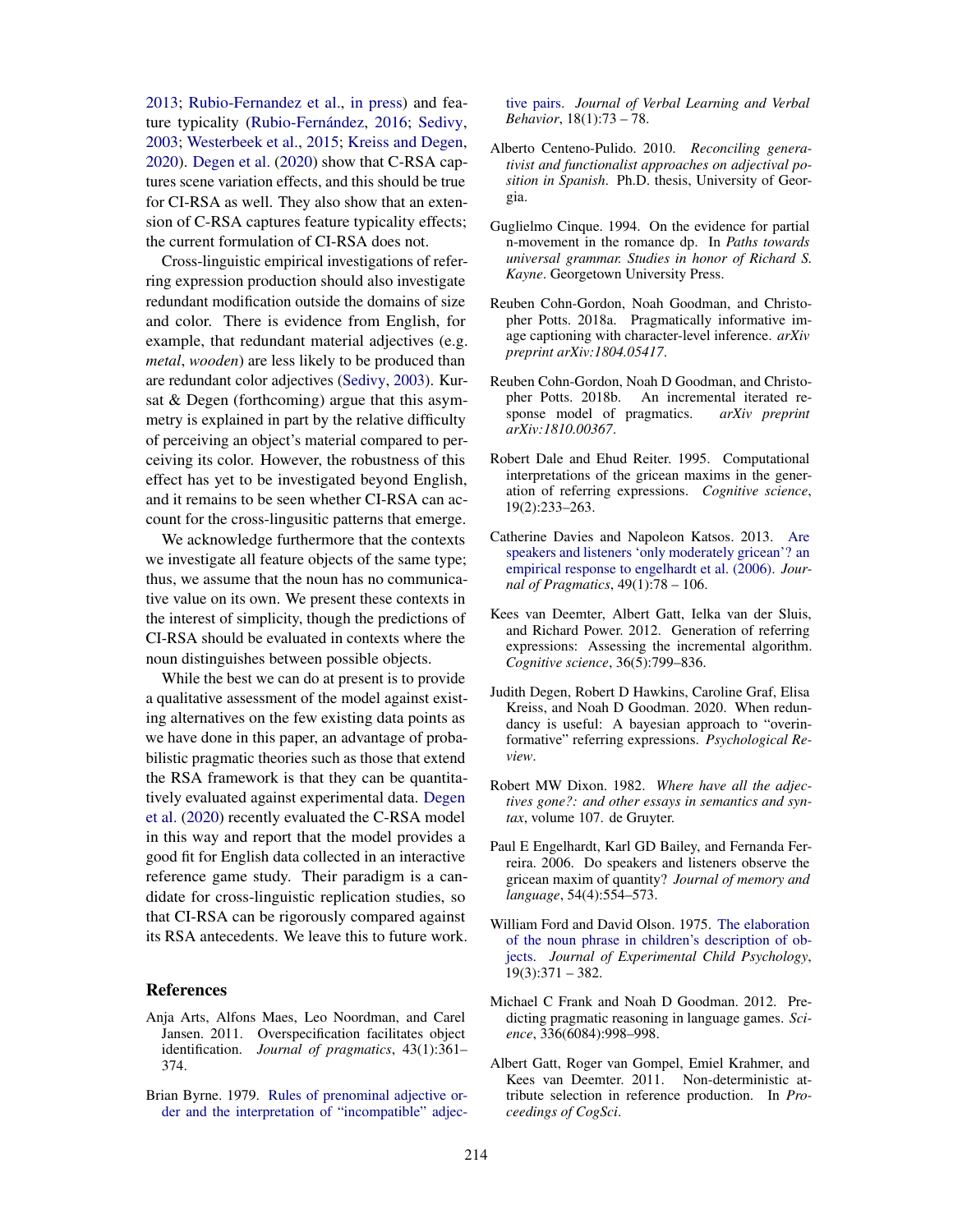2013; Rubio-Fernandez et al., in press) and feature typicality (Rubio-Fernández, 2016; Sedivy, 2003; Westerbeek et al., 2015; Kreiss and Degen, 2020). Degen et al. (2020) show that C-RSA captures scene variation effects, and this should be true for CI-RSA as well. They also show that an extension of C-RSA captures feature typicality effects; the current formulation of CI-RSA does not.

Cross-linguistic empirical investigations of referring expression production should also investigate redundant modification outside the domains of size and color. There is evidence from English, for example, that redundant material adjectives (e.g. *metal*, *wooden*) are less likely to be produced than are redundant color adjectives (Sedivy, 2003). Kursat & Degen (forthcoming) argue that this asymmetry is explained in part by the relative difficulty of perceiving an object's material compared to perceiving its color. However, the robustness of this effect has yet to be investigated beyond English, and it remains to be seen whether CI-RSA can account for the cross-linguisitic patterns that emerge.

We acknowledge furthermore that the contexts we investigate all feature objects of the same type; thus, we assume that the noun has no communicative value on its own. We present these contexts in the interest of simplicity, though the predictions of CI-RSA should be evaluated in contexts where the noun distinguishes between possible objects.

While the best we can do at present is to provide a qualitative assessment of the model against existing alternatives on the few existing data points as we have done in this paper, an advantage of probabilistic pragmatic theories such as those that extend the RSA framework is that they can be quantitatively evaluated against experimental data. Degen et al. (2020) recently evaluated the C-RSA model in this way and report that the model provides a good fit for English data collected in an interactive reference game study. Their paradigm is a candidate for cross-linguistic replication studies, so that CI-RSA can be rigorously compared against its RSA antecedents. We leave this to future work.

## References

Anja Arts, Alfons Maes, Leo Noordman, and Carel Jansen. 2011. Overspecification facilitates object identification. *Journal of pragmatics*, 43(1):361–374.

Brian Byrne. 1979. Rules of prenominal adjective order and the interpretation of "incompatible" adjective pairs. *Journal of Verbal Learning and Verbal Behavior*, 18(1):73 – 78.

Alberto Centeno-Pulido. 2010. *Reconciling generativist and functionalist approaches on adjectival position in Spanish*. Ph.D. thesis, University of Georgia.

Guglielmo Cinque. 1994. On the evidence for partial n-movement in the romance dp. In *Paths towards universal grammar. Studies in honor of Richard S. Kayne*. Georgetown University Press.

Reuben Cohn-Gordon, Noah Goodman, and Christopher Potts. 2018a. Pragmatically informative image captioning with character-level inference. *arXiv preprint arXiv:1804.05417*.

Reuben Cohn-Gordon, Noah D Goodman, and Christopher Potts. 2018b. An incremental iterated response model of pragmatics. *arXiv preprint arXiv:1810.00367*.

Robert Dale and Ehud Reiter. 1995. Computational interpretations of the gricean maxims in the generation of referring expressions. *Cognitive science*, 19(2):233–263.

Catherine Davies and Napoleon Katsos. 2013. Are speakers and listeners 'only moderately gricean'? an empirical response to engelhardt et al. (2006). *Journal of Pragmatics*, 49(1):78 – 106.

Kees van Deemter, Albert Gatt, Ielka van der Sluis, and Richard Power. 2012. Generation of referring expressions: Assessing the incremental algorithm. *Cognitive science*, 36(5):799–836.

Judith Degen, Robert D Hawkins, Caroline Graf, Elisa Kreiss, and Noah D Goodman. 2020. When redundancy is useful: A bayesian approach to "overinformative" referring expressions. *Psychological Review*.

Robert MW Dixon. 1982. *Where have all the adjectives gone?: and other essays in semantics and syntax*, volume 107. de Gruyter.

Paul E Engelhardt, Karl GD Bailey, and Fernanda Ferreira. 2006. Do speakers and listeners observe the gricean maxim of quantity? *Journal of memory and language*, 54(4):554–573.

William Ford and David Olson. 1975. The elaboration of the noun phrase in children's description of objects. *Journal of Experimental Child Psychology*, 19(3):371 – 382.

Michael C Frank and Noah D Goodman. 2012. Predicting pragmatic reasoning in language games. *Science*, 336(6084):998–998.

Albert Gatt, Roger van Gompel, Emiel Krahmer, and Kees van Deemter. 2011. Non-deterministic attribute selection in reference production. In *Proceedings of CogSci*.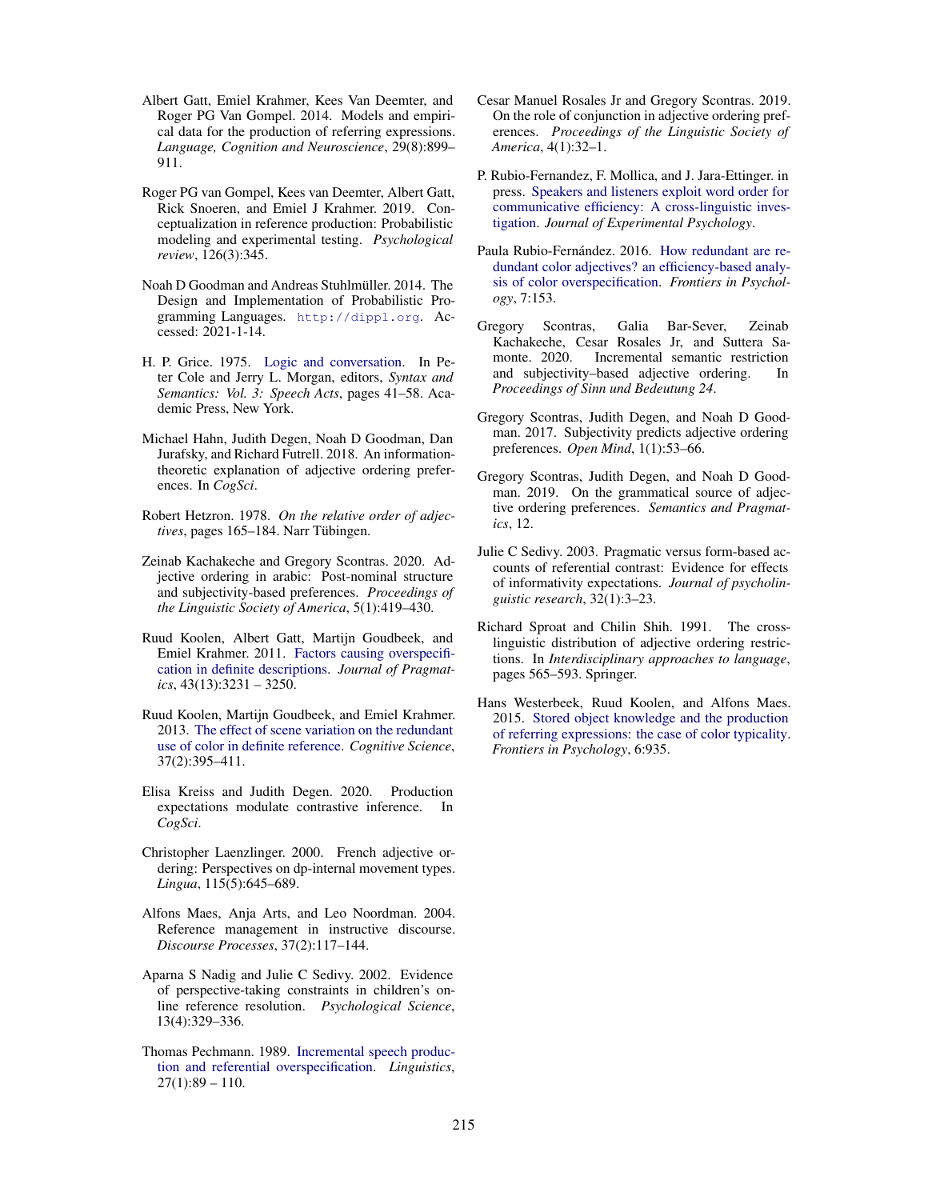Albert Gatt, Emiel Krahmer, Kees Van Deemter, and Roger PG Van Gompel. 2014. Models and empirical data for the production of referring expressions. *Language, Cognition and Neuroscience*, 29(8):899–911.

Roger PG van Gompel, Kees van Deemter, Albert Gatt, Rick Snoeren, and Emiel J Krahmer. 2019. Conceptualization in reference production: Probabilistic modeling and experimental testing. *Psychological review*, 126(3):345.

Noah D Goodman and Andreas Stuhlmüller. 2014. The Design and Implementation of Probabilistic Programming Languages. http://dippl.org. Accessed: 2021-1-14.

H. P. Grice. 1975. Logic and conversation. In Peter Cole and Jerry L. Morgan, editors, *Syntax and Semantics: Vol. 3: Speech Acts*, pages 41–58. Academic Press, New York.

Michael Hahn, Judith Degen, Noah D Goodman, Dan Jurafsky, and Richard Futrell. 2018. An information-theoretic explanation of adjective ordering preferences. In *CogSci*.

Robert Hetzron. 1978. *On the relative order of adjectives*, pages 165–184. Narr Tübingen.

Zeinab Kachakeche and Gregory Scontras. 2020. Adjective ordering in arabic: Post-nominal structure and subjectivity-based preferences. *Proceedings of the Linguistic Society of America*, 5(1):419–430.

Ruud Koolen, Albert Gatt, Martijn Goudbeek, and Emiel Krahmer. 2011. Factors causing overspecification in definite descriptions. *Journal of Pragmatics*, 43(13):3231 – 3250.

Ruud Koolen, Martijn Goudbeek, and Emiel Krahmer. 2013. The effect of scene variation on the redundant use of color in definite reference. *Cognitive Science*, 37(2):395–411.

Elisa Kreiss and Judith Degen. 2020. Production expectations modulate contrastive inference. In *CogSci*.

Christopher Laenzlinger. 2000. French adjective ordering: Perspectives on dp-internal movement types. *Lingua*, 115(5):645–689.

Alfons Maes, Anja Arts, and Leo Noordman. 2004. Reference management in instructive discourse. *Discourse Processes*, 37(2):117–144.

Aparna S Nadig and Julie C Sedivy. 2002. Evidence of perspective-taking constraints in children's on-line reference resolution. *Psychological Science*, 13(4):329–336.

Thomas Pechmann. 1989. Incremental speech production and referential overspecification. *Linguistics*, 27(1):89 – 110.

Cesar Manuel Rosales Jr and Gregory Scontras. 2019. On the role of conjunction in adjective ordering preferences. *Proceedings of the Linguistic Society of America*, 4(1):32–1.

P. Rubio-Fernandez, F. Mollica, and J. Jara-Ettinger. in press. Speakers and listeners exploit word order for communicative efficiency: A cross-linguistic investigation. *Journal of Experimental Psychology*.

Paula Rubio-Fernández. 2016. How redundant are redundant color adjectives? an efficiency-based analysis of color overspecification. *Frontiers in Psychology*, 7:153.

Gregory Scontras, Galia Bar-Sever, Zeinab Kachakeche, Cesar Rosales Jr, and Suttera Samonte. 2020. Incremental semantic restriction and subjectivity-based adjective ordering. In *Proceedings of Sinn und Bedeutung 24*.

Gregory Scontras, Judith Degen, and Noah D Goodman. 2017. Subjectivity predicts adjective ordering preferences. *Open Mind*, 1(1):53–66.

Gregory Scontras, Judith Degen, and Noah D Goodman. 2019. On the grammatical source of adjective ordering preferences. *Semantics and Pragmatics*, 12.

Julie C Sedivy. 2003. Pragmatic versus form-based accounts of referential contrast: Evidence for effects of informativity expectations. *Journal of psycholinguistic research*, 32(1):3–23.

Richard Sproat and Chilin Shih. 1991. The cross-linguistic distribution of adjective ordering restrictions. In *Interdisciplinary approaches to language*, pages 565–593. Springer.

Hans Westerbeek, Ruud Koolen, and Alfons Maes. 2015. Stored object knowledge and the production of referring expressions: the case of color typicality. *Frontiers in Psychology*, 6:935.